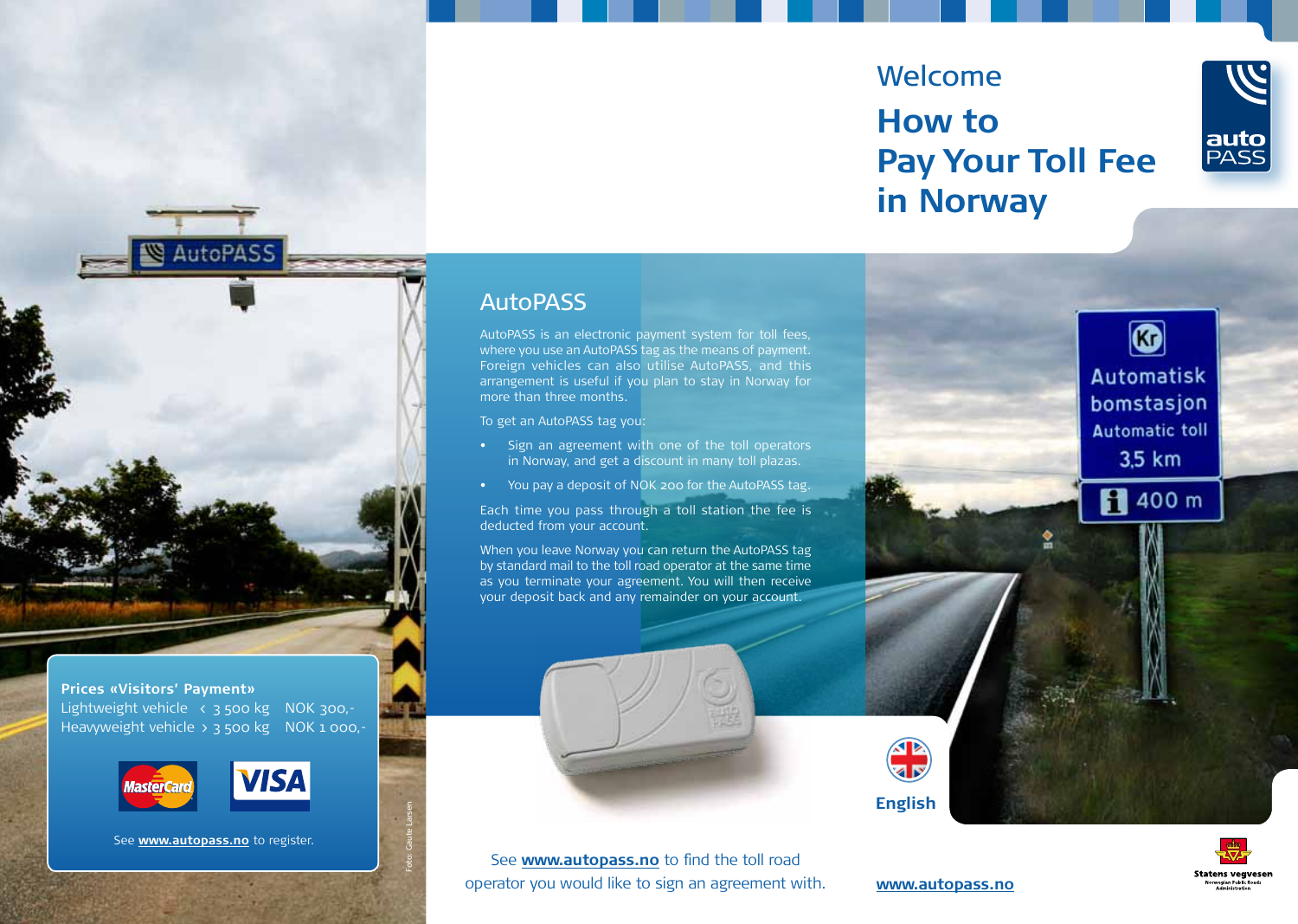Welcome

# How to Pay Your Toll Fee in Norway

## AutoPASS

AutoPASS is an electronic payment system for toll fees, where you use an AutoPASS tag as the means of payment. Foreign vehicles can also utilise AutoPASS, and this arrangement is useful if you plan to stay in Norway for more than three months.

To get an AutoPASS tag you:

- Sign an agreement with one of the toll operators in Norway, and get a discount in many toll plazas.
- You pay a deposit of NOK 200 for the AutoPASS tag.

Each time you pass through a toll station the fee is deducted from your account.

When you leave Norway you can return the AutoPASS tag by standard mail to the toll road operator at the same time as you terminate your agreement. You will then receive your deposit back and any remainder on your account.

See **www.autopass.no** to find the toll road operator you would like to sign an agreement with.

**Prices «Visitors' Payment»**

| | | |
|---|---|---|
| Lightweight vehicle | < 3 500 kg | NOK 300,- |
| Heavyweight vehicle | > 3 500 kg | NOK 1 000,- |

See **www.autopass.no** to register.

English

**www.autopass.no**

Foto: Gaute Larsen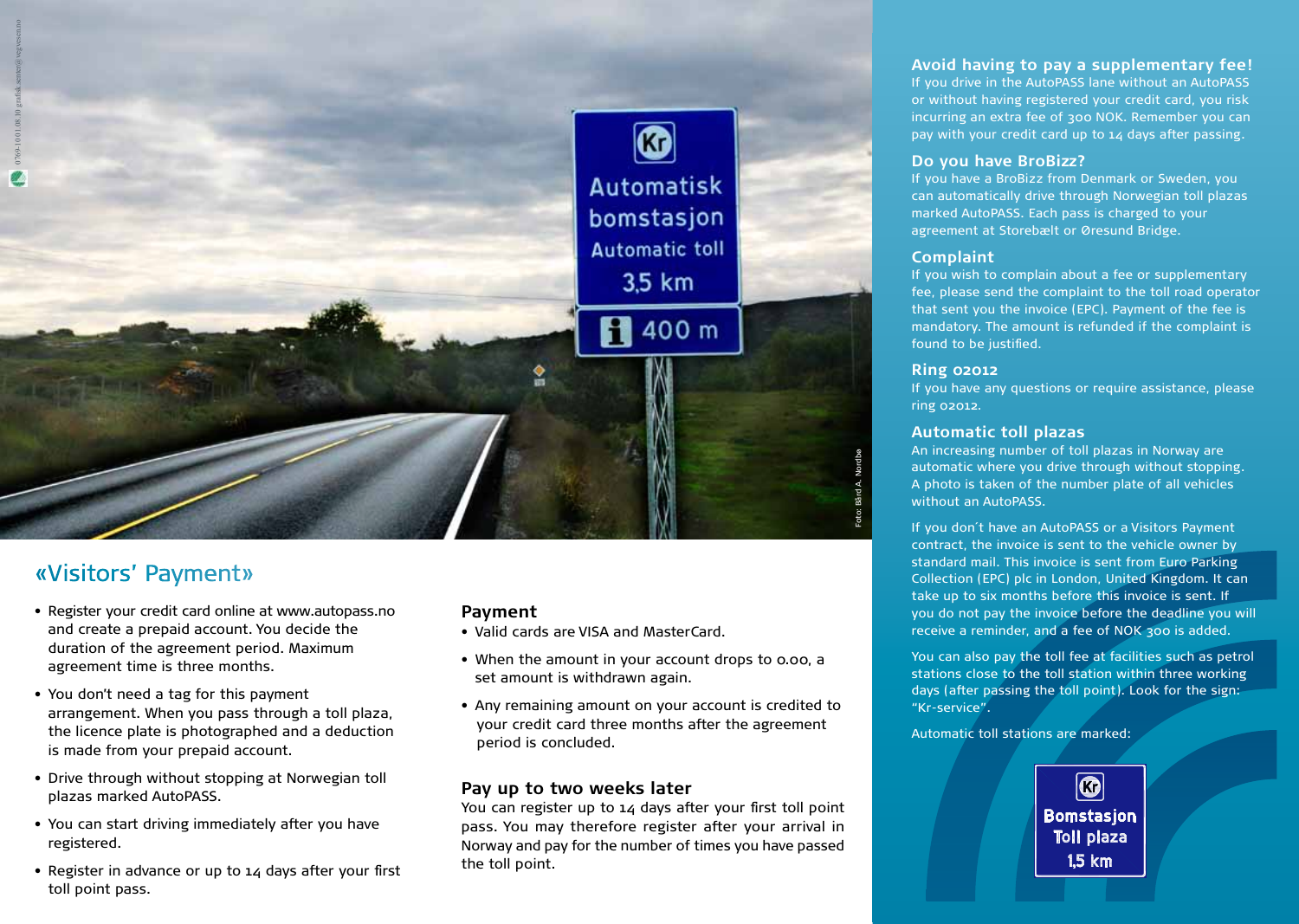## «Visitors' Payment»

- Register your credit card online at www.autopass.no and create a prepaid account. You decide the duration of the agreement period. Maximum agreement time is three months.
- You don't need a tag for this payment arrangement. When you pass through a toll plaza, the licence plate is photographed and a deduction is made from your prepaid account.
- Drive through without stopping at Norwegian toll plazas marked AutoPASS.
- You can start driving immediately after you have registered.
- Register in advance or up to 14 days after your first toll point pass.

### Payment

- Valid cards are VISA and MasterCard.
- When the amount in your account drops to 0.00, a set amount is withdrawn again.
- Any remaining amount on your account is credited to your credit card three months after the agreement period is concluded.

### Pay up to two weeks later

You can register up to 14 days after your first toll point pass. You may therefore register after your arrival in Norway and pay for the number of times you have passed the toll point.

### Avoid having to pay a supplementary fee!

If you drive in the AutoPASS lane without an AutoPASS or without having registered your credit card, you risk incurring an extra fee of 300 NOK. Remember you can pay with your credit card up to 14 days after passing.

### Do you have BroBizz?

If you have a BroBizz from Denmark or Sweden, you can automatically drive through Norwegian toll plazas marked AutoPASS. Each pass is charged to your agreement at Storebælt or Øresund Bridge.

### Complaint

If you wish to complain about a fee or supplementary fee, please send the complaint to the toll road operator that sent you the invoice (EPC). Payment of the fee is mandatory. The amount is refunded if the complaint is found to be justified.

### Ring 02012

If you have any questions or require assistance, please ring 02012.

### Automatic toll plazas

An increasing number of toll plazas in Norway are automatic where you drive through without stopping. A photo is taken of the number plate of all vehicles without an AutoPASS.

If you don't have an AutoPASS or a Visitors Payment contract, the invoice is sent to the vehicle owner by standard mail. This invoice is sent from Euro Parking Collection (EPC) plc in London, United Kingdom. It can take up to six months before this invoice is sent. If you do not pay the invoice before the deadline you will receive a reminder, and a fee of NOK 300 is added.

You can also pay the toll fee at facilities such as petrol stations close to the toll station within three working days (after passing the toll point). Look for the sign: "Kr-service".

Automatic toll stations are marked:

Bomstasjon
Toll plaza
1,5 km